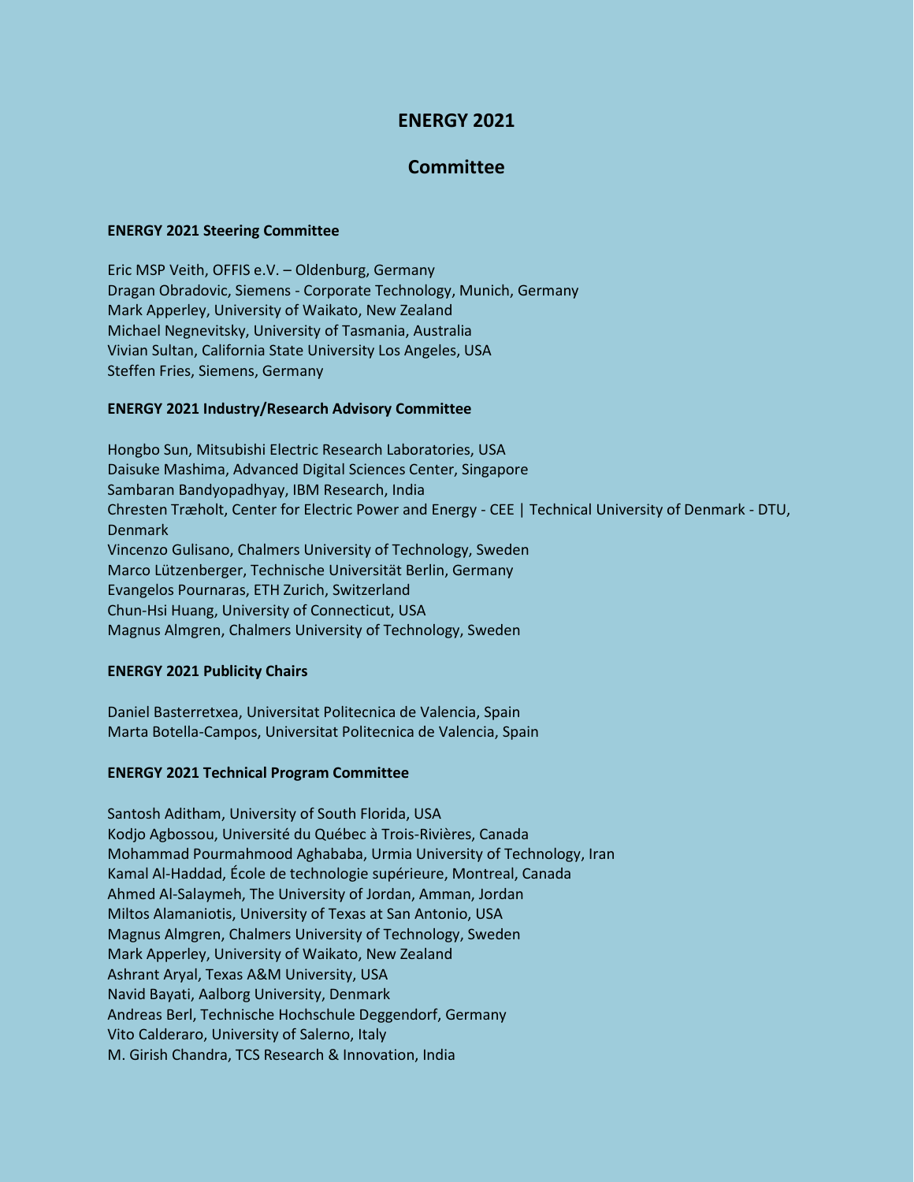# ENERGY 2021

## Committee

### ENERGY 2021 Steering Committee

Eric MSP Veith, OFFIS e.V. – Oldenburg, Germany
Dragan Obradovic, Siemens - Corporate Technology, Munich, Germany
Mark Apperley, University of Waikato, New Zealand
Michael Negnevitsky, University of Tasmania, Australia
Vivian Sultan, California State University Los Angeles, USA
Steffen Fries, Siemens, Germany

### ENERGY 2021 Industry/Research Advisory Committee

Hongbo Sun, Mitsubishi Electric Research Laboratories, USA
Daisuke Mashima, Advanced Digital Sciences Center, Singapore
Sambaran Bandyopadhyay, IBM Research, India
Chresten Træholt, Center for Electric Power and Energy - CEE | Technical University of Denmark - DTU, Denmark
Vincenzo Gulisano, Chalmers University of Technology, Sweden
Marco Lützenberger, Technische Universität Berlin, Germany
Evangelos Pournaras, ETH Zurich, Switzerland
Chun-Hsi Huang, University of Connecticut, USA
Magnus Almgren, Chalmers University of Technology, Sweden

### ENERGY 2021 Publicity Chairs

Daniel Basterretxea, Universitat Politecnica de Valencia, Spain
Marta Botella-Campos, Universitat Politecnica de Valencia, Spain

### ENERGY 2021 Technical Program Committee

Santosh Aditham, University of South Florida, USA
Kodjo Agbossou, Université du Québec à Trois-Rivières, Canada
Mohammad Pourmahmood Aghababa, Urmia University of Technology, Iran
Kamal Al-Haddad, École de technologie supérieure, Montreal, Canada
Ahmed Al-Salaymeh, The University of Jordan, Amman, Jordan
Miltos Alamaniotis, University of Texas at San Antonio, USA
Magnus Almgren, Chalmers University of Technology, Sweden
Mark Apperley, University of Waikato, New Zealand
Ashrant Aryal, Texas A&M University, USA
Navid Bayati, Aalborg University, Denmark
Andreas Berl, Technische Hochschule Deggendorf, Germany
Vito Calderaro, University of Salerno, Italy
M. Girish Chandra, TCS Research & Innovation, India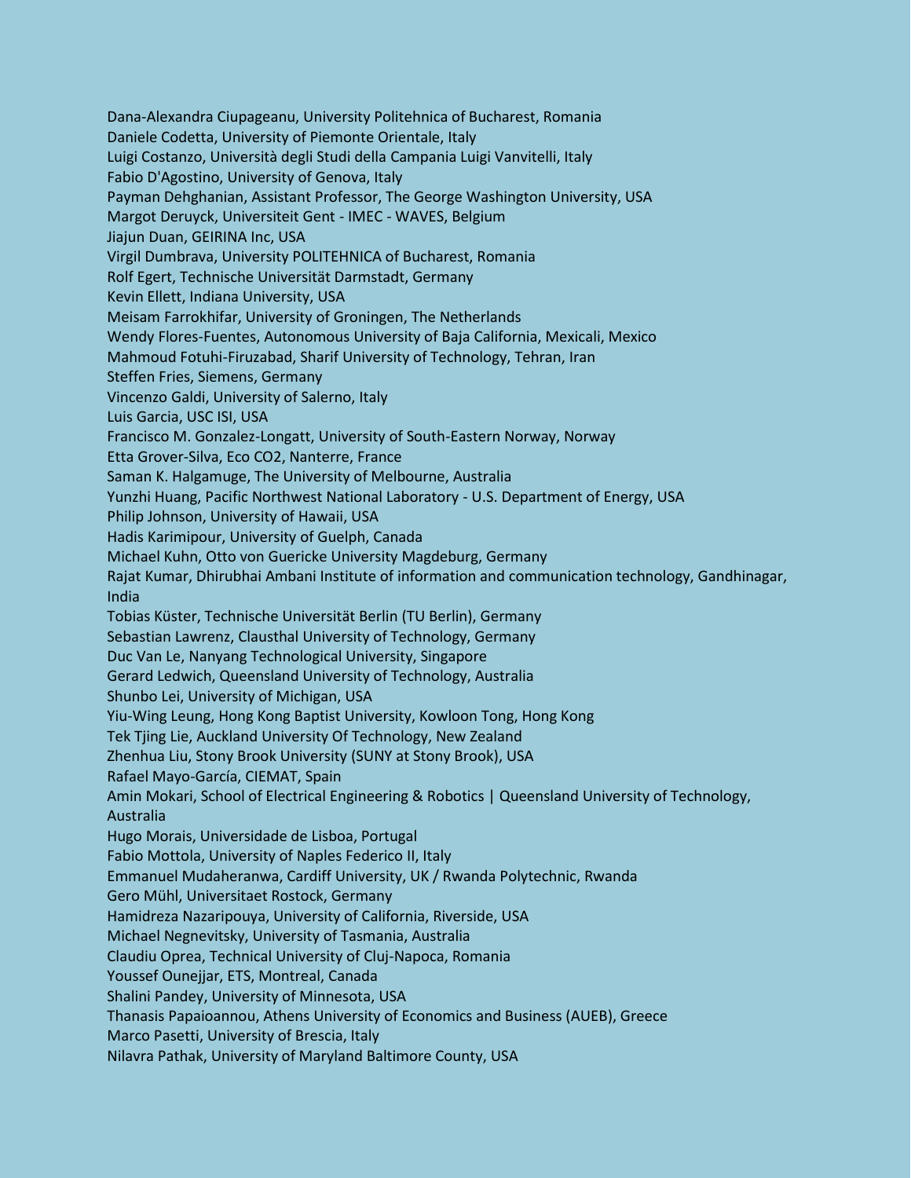Dana-Alexandra Ciupageanu, University Politehnica of Bucharest, Romania
Daniele Codetta, University of Piemonte Orientale, Italy
Luigi Costanzo, Università degli Studi della Campania Luigi Vanvitelli, Italy
Fabio D'Agostino, University of Genova, Italy
Payman Dehghanian, Assistant Professor, The George Washington University, USA
Margot Deruyck, Universiteit Gent - IMEC - WAVES, Belgium
Jiajun Duan, GEIRINA Inc, USA
Virgil Dumbrava, University POLITEHNICA of Bucharest, Romania
Rolf Egert, Technische Universität Darmstadt, Germany
Kevin Ellett, Indiana University, USA
Meisam Farrokhifar, University of Groningen, The Netherlands
Wendy Flores-Fuentes, Autonomous University of Baja California, Mexicali, Mexico
Mahmoud Fotuhi-Firuzabad, Sharif University of Technology, Tehran, Iran
Steffen Fries, Siemens, Germany
Vincenzo Galdi, University of Salerno, Italy
Luis Garcia, USC ISI, USA
Francisco M. Gonzalez-Longatt, University of South-Eastern Norway, Norway
Etta Grover-Silva, Eco CO2, Nanterre, France
Saman K. Halgamuge, The University of Melbourne, Australia
Yunzhi Huang, Pacific Northwest National Laboratory - U.S. Department of Energy, USA
Philip Johnson, University of Hawaii, USA
Hadis Karimipour, University of Guelph, Canada
Michael Kuhn, Otto von Guericke University Magdeburg, Germany
Rajat Kumar, Dhirubhai Ambani Institute of information and communication technology, Gandhinagar, India
Tobias Küster, Technische Universität Berlin (TU Berlin), Germany
Sebastian Lawrenz, Clausthal University of Technology, Germany
Duc Van Le, Nanyang Technological University, Singapore
Gerard Ledwich, Queensland University of Technology, Australia
Shunbo Lei, University of Michigan, USA
Yiu-Wing Leung, Hong Kong Baptist University, Kowloon Tong, Hong Kong
Tek Tjing Lie, Auckland University Of Technology, New Zealand
Zhenhua Liu, Stony Brook University (SUNY at Stony Brook), USA
Rafael Mayo-García, CIEMAT, Spain
Amin Mokari, School of Electrical Engineering & Robotics | Queensland University of Technology, Australia
Hugo Morais, Universidade de Lisboa, Portugal
Fabio Mottola, University of Naples Federico II, Italy
Emmanuel Mudaheranwa, Cardiff University, UK / Rwanda Polytechnic, Rwanda
Gero Mühl, Universitaet Rostock, Germany
Hamidreza Nazaripouya, University of California, Riverside, USA
Michael Negnevitsky, University of Tasmania, Australia
Claudiu Oprea, Technical University of Cluj-Napoca, Romania
Youssef Ounejjar, ETS, Montreal, Canada
Shalini Pandey, University of Minnesota, USA
Thanasis Papaioannou, Athens University of Economics and Business (AUEB), Greece
Marco Pasetti, University of Brescia, Italy
Nilavra Pathak, University of Maryland Baltimore County, USA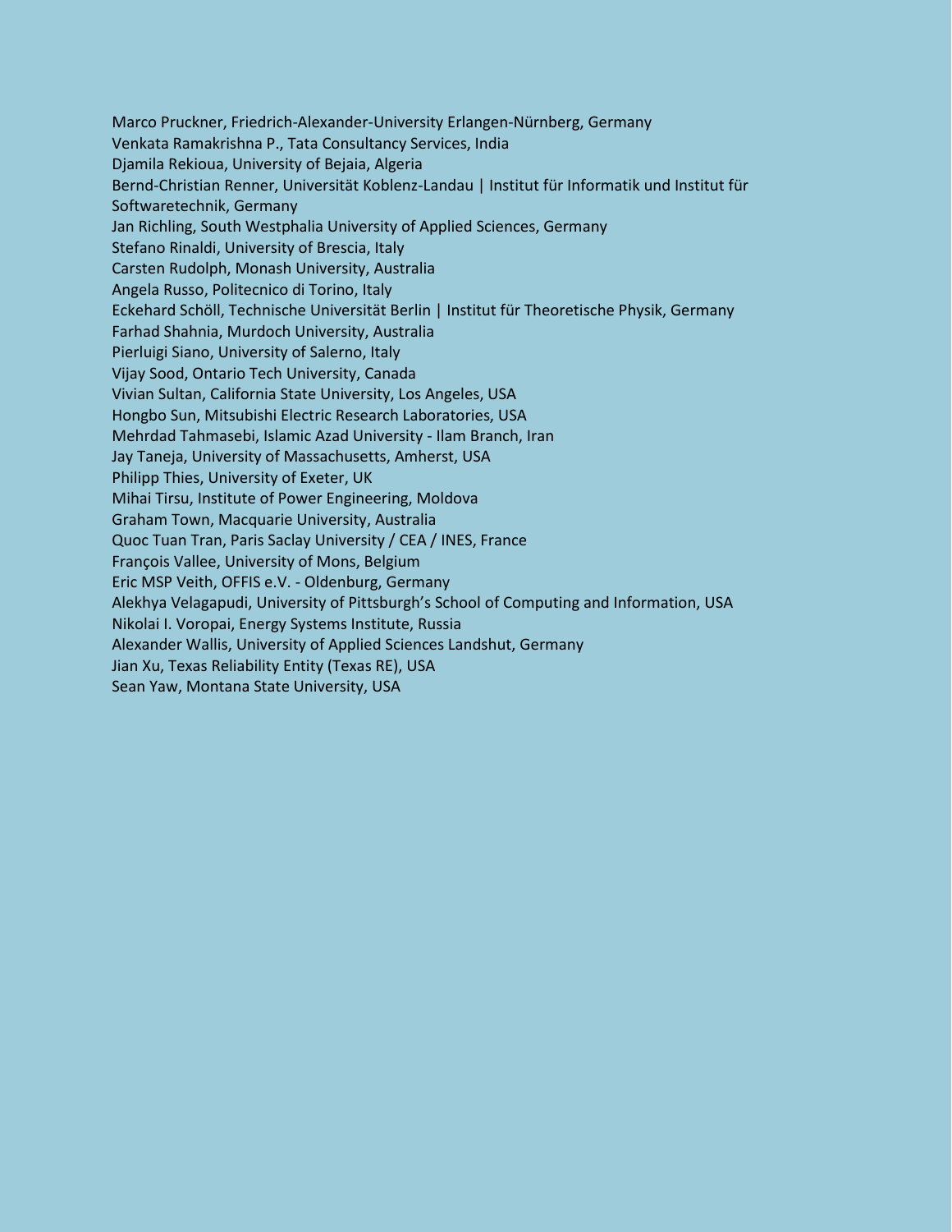Marco Pruckner, Friedrich-Alexander-University Erlangen-Nürnberg, Germany
Venkata Ramakrishna P., Tata Consultancy Services, India
Djamila Rekioua, University of Bejaia, Algeria
Bernd-Christian Renner, Universität Koblenz-Landau | Institut für Informatik und Institut für Softwaretechnik, Germany
Jan Richling, South Westphalia University of Applied Sciences, Germany
Stefano Rinaldi, University of Brescia, Italy
Carsten Rudolph, Monash University, Australia
Angela Russo, Politecnico di Torino, Italy
Eckehard Schöll, Technische Universität Berlin | Institut für Theoretische Physik, Germany
Farhad Shahnia, Murdoch University, Australia
Pierluigi Siano, University of Salerno, Italy
Vijay Sood, Ontario Tech University, Canada
Vivian Sultan, California State University, Los Angeles, USA
Hongbo Sun, Mitsubishi Electric Research Laboratories, USA
Mehrdad Tahmasebi, Islamic Azad University - Ilam Branch, Iran
Jay Taneja, University of Massachusetts, Amherst, USA
Philipp Thies, University of Exeter, UK
Mihai Tirsu, Institute of Power Engineering, Moldova
Graham Town, Macquarie University, Australia
Quoc Tuan Tran, Paris Saclay University / CEA / INES, France
François Vallee, University of Mons, Belgium
Eric MSP Veith, OFFIS e.V. - Oldenburg, Germany
Alekhya Velagapudi, University of Pittsburgh's School of Computing and Information, USA
Nikolai I. Voropai, Energy Systems Institute, Russia
Alexander Wallis, University of Applied Sciences Landshut, Germany
Jian Xu, Texas Reliability Entity (Texas RE), USA
Sean Yaw, Montana State University, USA